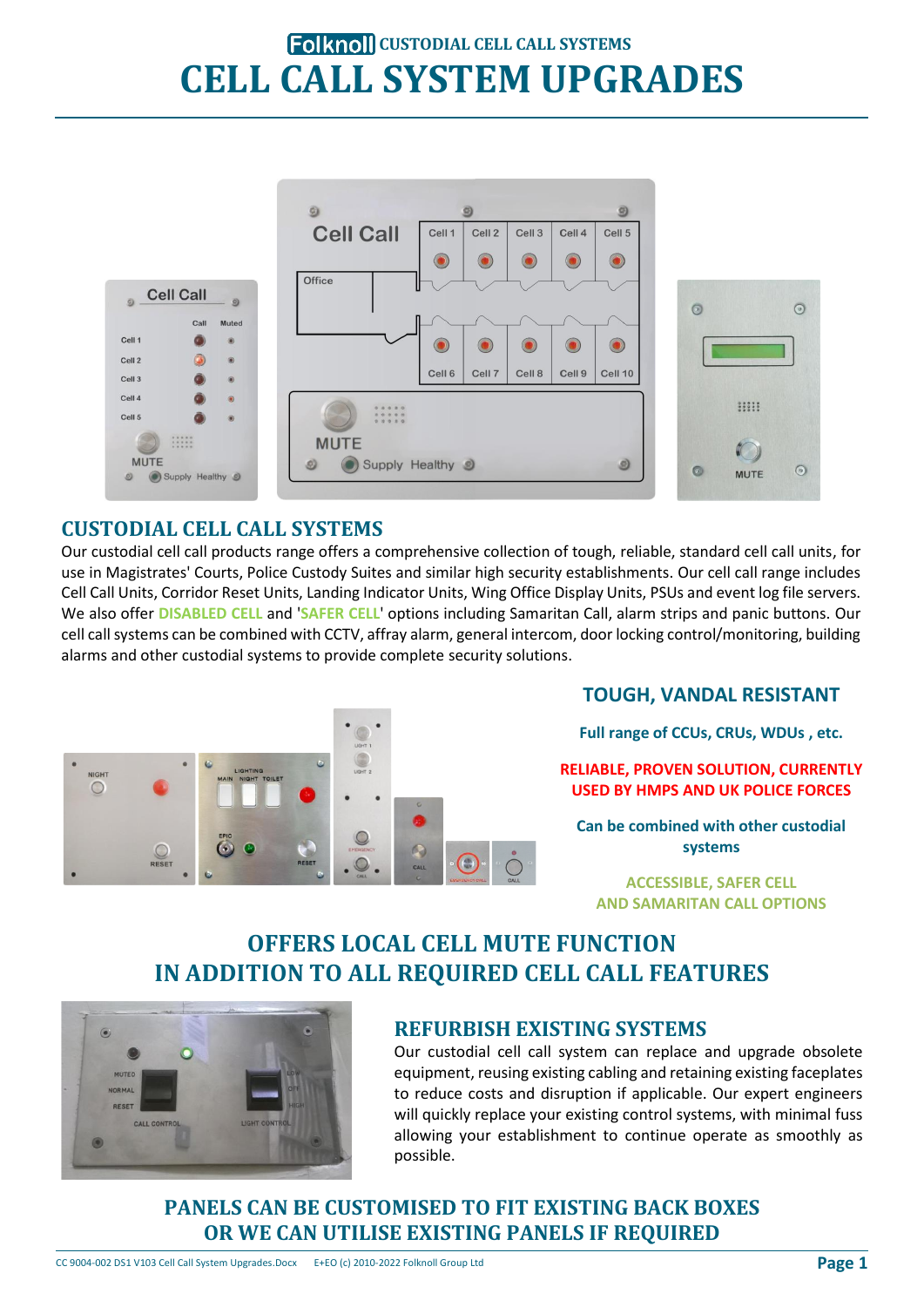# Folknoll CUSTODIAL CELL CALL SYSTEMS

# CELL CALL SYSTEM UPGRADES

## CUSTODIAL CELL CALL SYSTEMS

Our custodial cell call products range offers a comprehensive collection of tough, reliable, standard cell call units, for use in Magistrates' Courts, Police Custody Suites and similar high security establishments. Our cell call range includes Cell Call Units, Corridor Reset Units, Landing Indicator Units, Wing Office Display Units, PSUs and event log file servers. We also offer **DISABLED CELL** and '**SAFER CELL**' options including Samaritan Call, alarm strips and panic buttons. Our cell call systems can be combined with CCTV, affray alarm, general intercom, door locking control/monitoring, building alarms and other custodial systems to provide complete security solutions.

### TOUGH, VANDAL RESISTANT

**Full range of CCUs, CRUs, WDUs , etc.**

**RELIABLE, PROVEN SOLUTION, CURRENTLY USED BY HMPS AND UK POLICE FORCES**

**Can be combined with other custodial systems**

**ACCESSIBLE, SAFER CELL AND SAMARITAN CALL OPTIONS**

## OFFERS LOCAL CELL MUTE FUNCTION IN ADDITION TO ALL REQUIRED CELL CALL FEATURES

## REFURBISH EXISTING SYSTEMS

Our custodial cell call system can replace and upgrade obsolete equipment, reusing existing cabling and retaining existing faceplates to reduce costs and disruption if applicable. Our expert engineers will quickly replace your existing control systems, with minimal fuss allowing your establishment to continue operate as smoothly as possible.

## PANELS CAN BE CUSTOMISED TO FIT EXISTING BACK BOXES OR WE CAN UTILISE EXISTING PANELS IF REQUIRED

CC 9004-002 DS1 V103 Cell Call System Upgrades.Docx E+EO (c) 2010-2022 Folknoll Group Ltd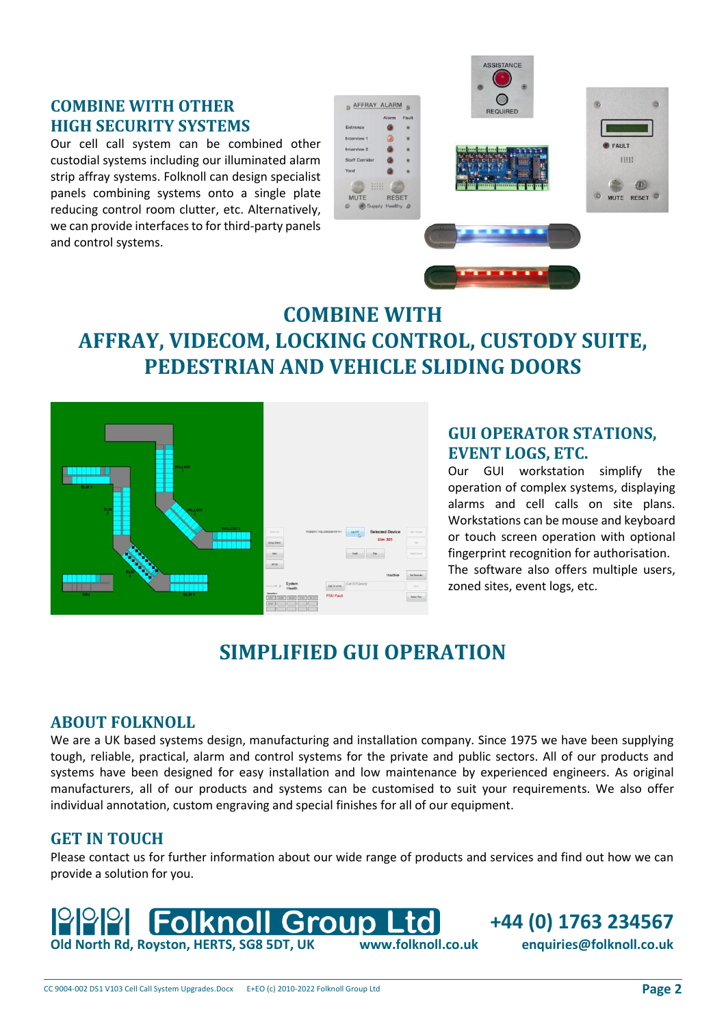## COMBINE WITH OTHER HIGH SECURITY SYSTEMS

Our cell call system can be combined other custodial systems including our illuminated alarm strip affray systems. Folknoll can design specialist panels combining systems onto a single plate reducing control room clutter, etc. Alternatively, we can provide interfaces to for third-party panels and control systems.

## COMBINE WITH AFFRAY, VIDECOM, LOCKING CONTROL, CUSTODY SUITE, PEDESTRIAN AND VEHICLE SLIDING DOORS

## GUI OPERATOR STATIONS, EVENT LOGS, ETC.

Our GUI workstation simplify the operation of complex systems, displaying alarms and cell calls on site plans. Workstations can be mouse and keyboard or touch screen operation with optional fingerprint recognition for authorisation. The software also offers multiple users, zoned sites, event logs, etc.

## SIMPLIFIED GUI OPERATION

## ABOUT FOLKNOLL

We are a UK based systems design, manufacturing and installation company. Since 1975 we have been supplying tough, reliable, practical, alarm and control systems for the private and public sectors. All of our products and systems have been designed for easy installation and low maintenance by experienced engineers. As original manufacturers, all of our products and systems can be customised to suit your requirements. We also offer individual annotation, custom engraving and special finishes for all of our equipment.

## GET IN TOUCH

Please contact us for further information about our wide range of products and services and find out how we can provide a solution for you.

**Folknoll Group Ltd** **+44 (0) 1763 234567**

**Old North Rd, Royston, HERTS, SG8 5DT, UK** **www.folknoll.co.uk** **enquiries@folknoll.co.uk**

CC 9004-002 DS1 V103 Cell Call System Upgrades.Docx E+EO (c) 2010-2022 Folknoll Group Ltd